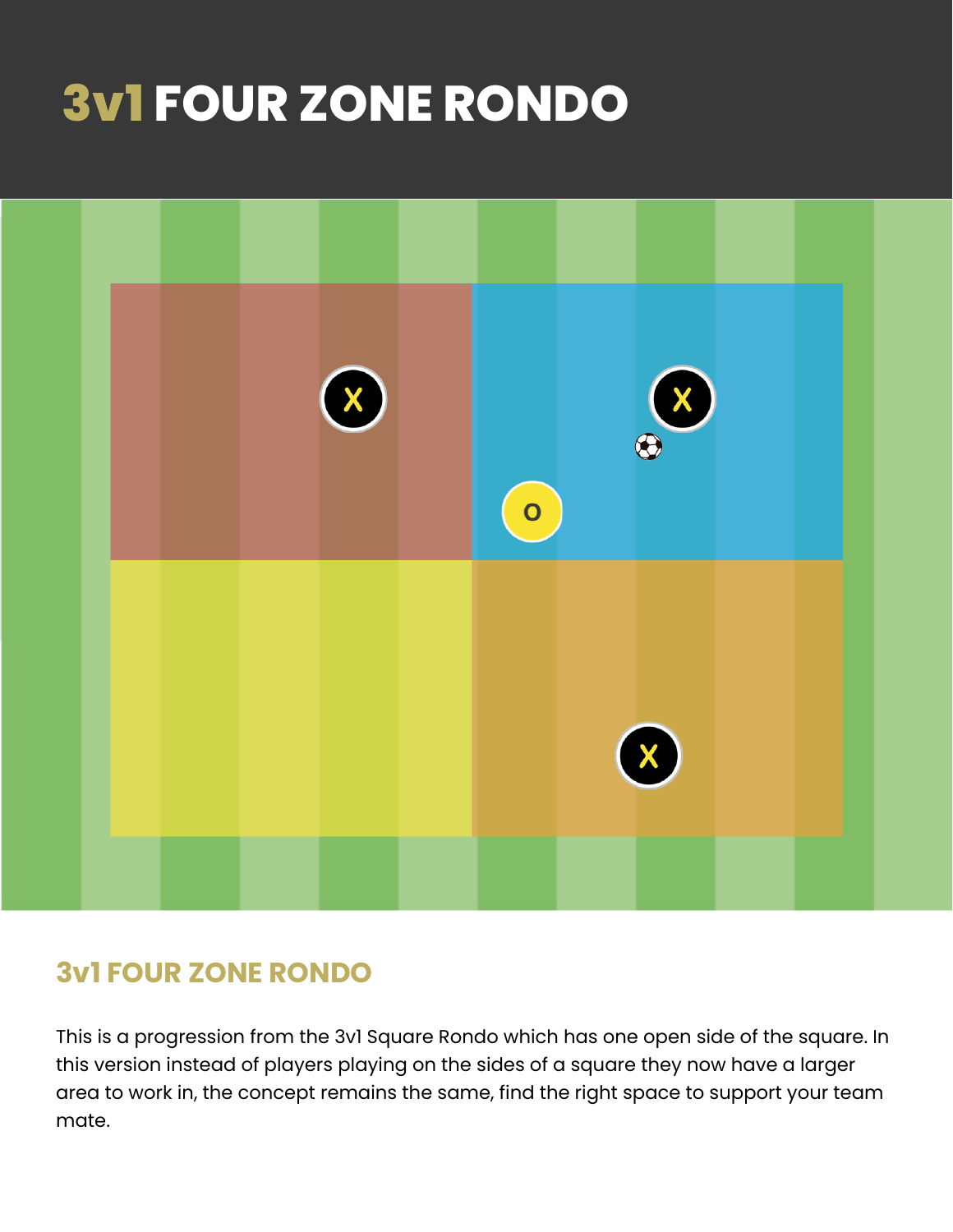# 3v1 FOUR ZONE RONDO

## 3v1 FOUR ZONE RONDO

This is a progression from the 3v1 Square Rondo which has one open side of the square. In this version instead of players playing on the sides of a square they now have a larger area to work in, the concept remains the same, find the right space to support your team mate.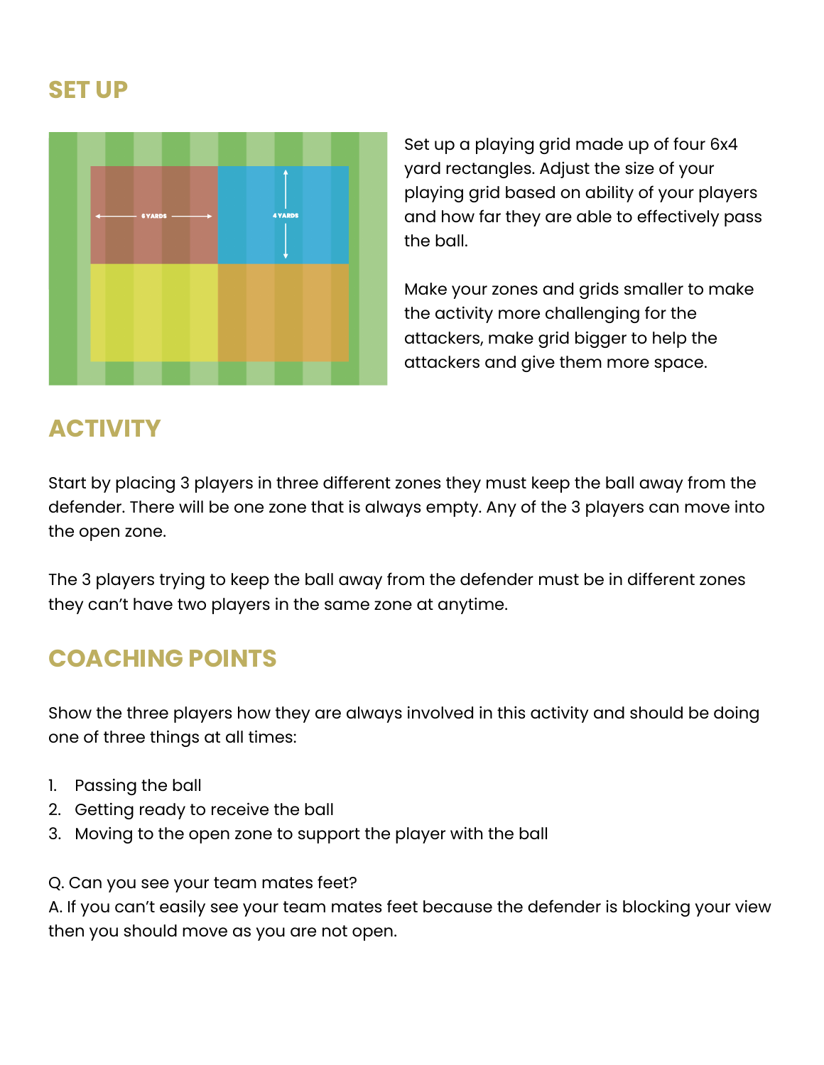## SET UP

Set up a playing grid made up of four 6x4 yard rectangles. Adjust the size of your playing grid based on ability of your players and how far they are able to effectively pass the ball.

Make your zones and grids smaller to make the activity more challenging for the attackers, make grid bigger to help the attackers and give them more space.

## ACTIVITY

Start by placing 3 players in three different zones they must keep the ball away from the defender. There will be one zone that is always empty. Any of the 3 players can move into the open zone.

The 3 players trying to keep the ball away from the defender must be in different zones they can't have two players in the same zone at anytime.

## COACHING POINTS

Show the three players how they are always involved in this activity and should be doing one of three things at all times:

1. Passing the ball
2. Getting ready to receive the ball
3. Moving to the open zone to support the player with the ball

Q. Can you see your team mates feet?
A. If you can't easily see your team mates feet because the defender is blocking your view then you should move as you are not open.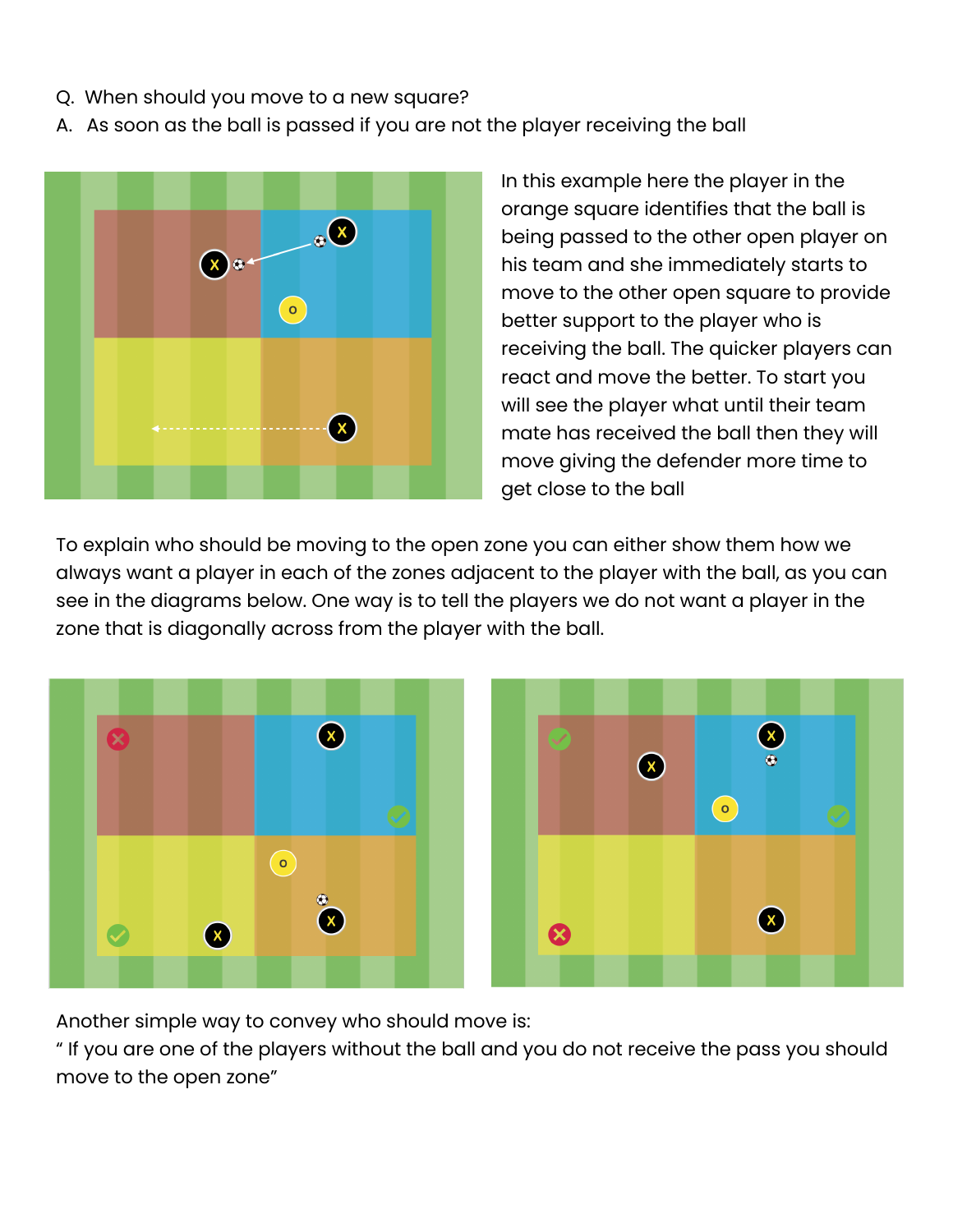Q. When should you move to a new square?

A. As soon as the ball is passed if you are not the player receiving the ball

In this example here the player in the orange square identifies that the ball is being passed to the other open player on his team and she immediately starts to move to the other open square to provide better support to the player who is receiving the ball. The quicker players can react and move the better. To start you will see the player what until their team mate has received the ball then they will move giving the defender more time to get close to the ball

To explain who should be moving to the open zone you can either show them how we always want a player in each of the zones adjacent to the player with the ball, as you can see in the diagrams below. One way is to tell the players we do not want a player in the zone that is diagonally across from the player with the ball.

Another simple way to convey who should move is:

" If you are one of the players without the ball and you do not receive the pass you should move to the open zone"